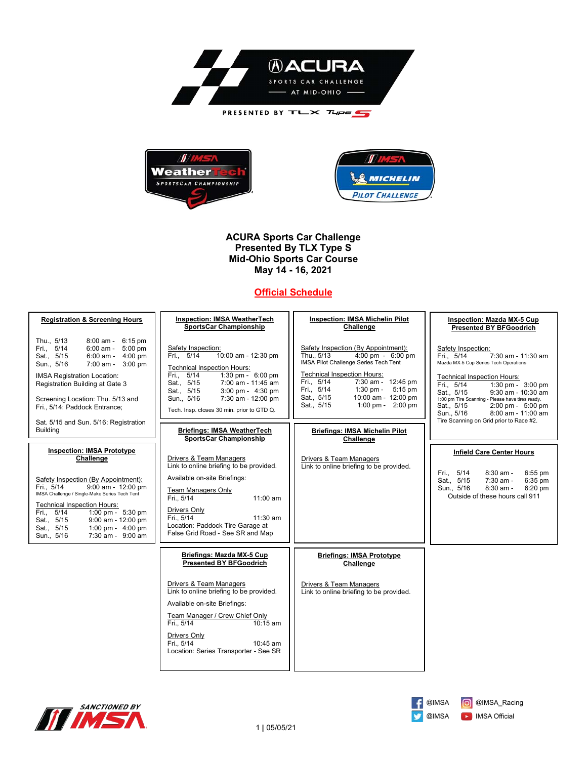# ACURA Sports Car Challenge
# Presented By TLX Type S
# Mid-Ohio Sports Car Course
# May 14 - 16, 2021

## Official Schedule

### Registration & Screening Hours

| | |
|---|---|
| Thu., 5/13 | 8:00 am - 6:15 pm |
| Fri., 5/14 | 6:00 am - 5:00 pm |
| Sat., 5/15 | 6:00 am - 4:00 pm |
| Sun., 5/16 | 7:00 am - 3:00 pm |

IMSA Registration Location:
Registration Building at Gate 3

Screening Location: Thu. 5/13 and Fri., 5/14: Paddock Entrance;

Sat. 5/15 and Sun. 5/16: Registration Building

### Inspection: IMSA Prototype Challenge

Safety Inspection (By Appointment):

Fri., 5/14 — 9:00 am - 12:00 pm

IMSA Challenge / Single-Make Series Tech Tent

Technical Inspection Hours:

| | |
|---|---|
| Fri., 5/14 | 1:00 pm - 5:30 pm |
| Sat., 5/15 | 9:00 am - 12:00 pm |
| Sat., 5/15 | 1:00 pm - 4:00 pm |
| Sun., 5/16 | 7:30 am - 9:00 am |

### Inspection: IMSA WeatherTech SportsCar Championship

Safety Inspection:

Fri., 5/14 — 10:00 am - 12:30 pm

Technical Inspection Hours:

| | |
|---|---|
| Fri., 5/14 | 1:30 pm - 6:00 pm |
| Sat., 5/15 | 7:00 am - 11:45 am |
| Sat., 5/15 | 3:00 pm - 4:30 pm |
| Sun., 5/16 | 7:30 am - 12:00 pm |

Tech. Insp. closes 30 min. prior to GTD Q.

### Briefings: IMSA WeatherTech SportsCar Championship

Drivers & Team Managers
Link to online briefing to be provided.

Available on-site Briefings:

Team Managers Only
Fri., 5/14 — 11:00 am

Drivers Only
Fri., 5/14 — 11:30 am
Location: Paddock Tire Garage at False Grid Road - See SR and Map

### Briefings: Mazda MX-5 Cup Presented BY BFGoodrich

Drivers & Team Managers
Link to online briefing to be provided.

Available on-site Briefings:

Team Manager / Crew Chief Only
Fri., 5/14 — 10:15 am

Drivers Only
Fri., 5/14 — 10:45 am
Location: Series Transporter - See SR

### Inspection: IMSA Michelin Pilot Challenge

Safety Inspection (By Appointment):

Thu., 5/13 — 4:00 pm - 6:00 pm

IMSA Pilot Challenge Series Tech Tent

Technical Inspection Hours:

| | |
|---|---|
| Fri., 5/14 | 7:30 am - 12:45 pm |
| Fri., 5/14 | 1:30 pm - 5:15 pm |
| Sat., 5/15 | 10:00 am - 12:00 pm |
| Sat., 5/15 | 1:00 pm - 2:00 pm |

### Briefings: IMSA Michelin Pilot Challenge

Drivers & Team Managers
Link to online briefing to be provided.

### Briefings: IMSA Prototype Challenge

Drivers & Team Managers
Link to online briefing to be provided.

### Inspection: Mazda MX-5 Cup Presented BY BFGoodrich

Safety Inspection:

Fri., 5/14 — 7:30 am - 11:30 am

Mazda MX-5 Cup Series Tech Operations

Technical Inspection Hours:

| | |
|---|---|
| Fri., 5/14 | 1:30 pm - 3:00 pm |
| Sat., 5/15 | 9:30 am - 10:30 am |

1:00 pm Tire Scanning - Please have tires ready.

| | |
|---|---|
| Sat., 5/15 | 2:00 pm - 5:00 pm |
| Sun., 5/16 | 8:00 am - 11:00 am |

Tire Scanning on Grid prior to Race #2.

### Infield Care Center Hours

| | |
|---|---|
| Fri., 5/14 | 8:30 am - 6:55 pm |
| Sat., 5/15 | 7:30 am - 6:35 pm |
| Sun., 5/16 | 8:30 am - 6:20 pm |

Outside of these hours call 911

SANCTIONED BY IMSA

@IMSA @IMSA_Racing @IMSA IMSA Official

05/05/21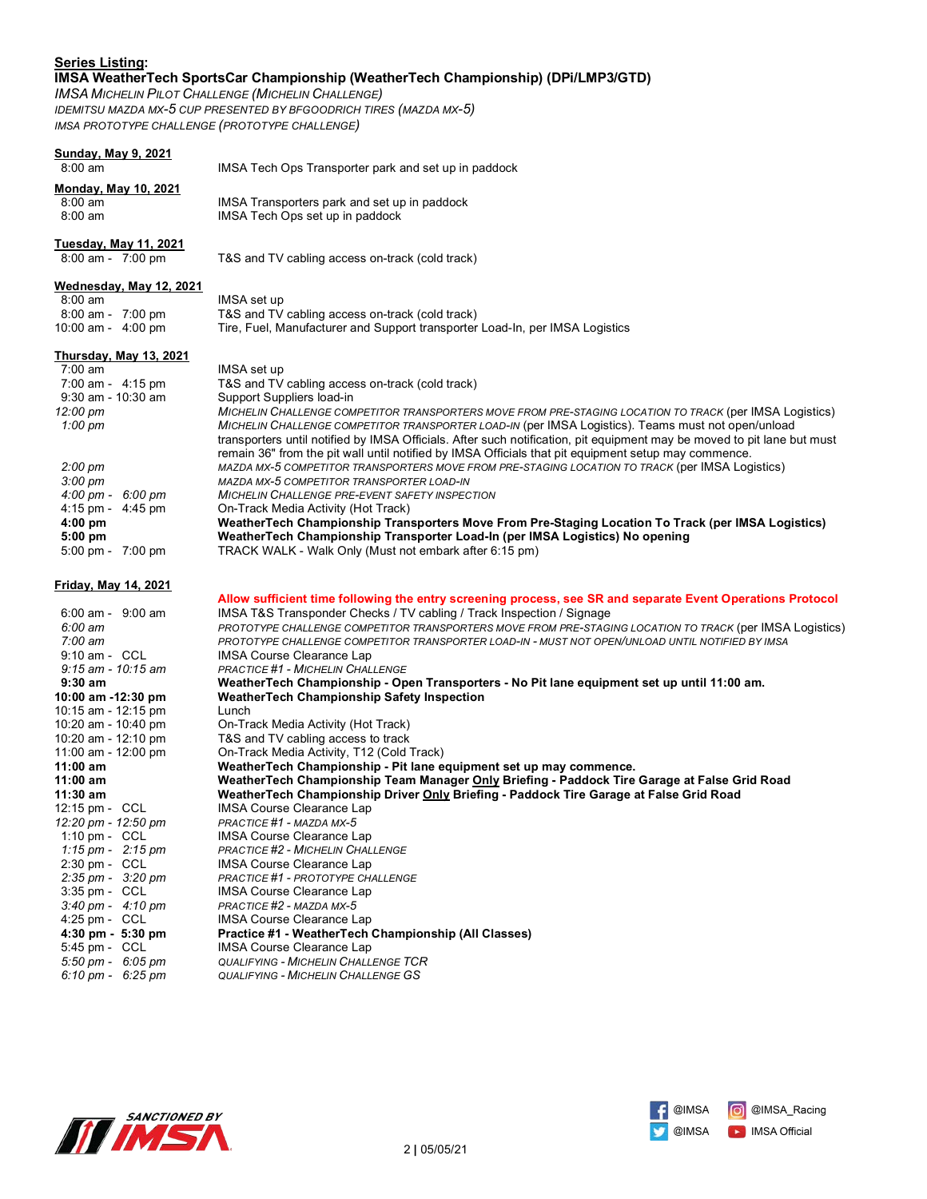**Series Listing:**

**IMSA WeatherTech SportsCar Championship (WeatherTech Championship) (DPi/LMP3/GTD)**

*IMSA Michelin Pilot Challenge (Michelin Challenge)*

*IDEMITSU MAZDA MX-5 CUP PRESENTED BY BFGOODRICH TIRES (MAZDA MX-5)*

*IMSA PROTOTYPE CHALLENGE (PROTOTYPE CHALLENGE)*

**Sunday, May 9, 2021**

| Time | Activity |
|---|---|
| 8:00 am | IMSA Tech Ops Transporter park and set up in paddock |

**Monday, May 10, 2021**

| Time | Activity |
|---|---|
| 8:00 am | IMSA Transporters park and set up in paddock |
| 8:00 am | IMSA Tech Ops set up in paddock |

**Tuesday, May 11, 2021**

| Time | Activity |
|---|---|
| 8:00 am - 7:00 pm | T&S and TV cabling access on-track (cold track) |

**Wednesday, May 12, 2021**

| Time | Activity |
|---|---|
| 8:00 am | IMSA set up |
| 8:00 am - 7:00 pm | T&S and TV cabling access on-track (cold track) |
| 10:00 am - 4:00 pm | Tire, Fuel, Manufacturer and Support transporter Load-In, per IMSA Logistics |

**Thursday, May 13, 2021**

| Time | Activity |
|---|---|
| 7:00 am | IMSA set up |
| 7:00 am - 4:15 pm | T&S and TV cabling access on-track (cold track) |
| 9:30 am - 10:30 am | Support Suppliers load-in |
| *12:00 pm* | *MICHELIN CHALLENGE COMPETITOR TRANSPORTERS MOVE FROM PRE-STAGING LOCATION TO TRACK* (per IMSA Logistics) |
| *1:00 pm* | *MICHELIN CHALLENGE COMPETITOR TRANSPORTER LOAD-IN* (per IMSA Logistics). Teams must not open/unload transporters until notified by IMSA Officials. After such notification, pit equipment may be moved to pit lane but must remain 36" from the pit wall until notified by IMSA Officials that pit equipment setup may commence. |
| *2:00 pm* | *MAZDA MX-5 COMPETITOR TRANSPORTERS MOVE FROM PRE-STAGING LOCATION TO TRACK* (per IMSA Logistics) |
| *3:00 pm* | *MAZDA MX-5 COMPETITOR TRANSPORTER LOAD-IN* |
| *4:00 pm - 6:00 pm* | *MICHELIN CHALLENGE PRE-EVENT SAFETY INSPECTION* |
| 4:15 pm - 4:45 pm | On-Track Media Activity (Hot Track) |
| **4:00 pm** | **WeatherTech Championship Transporters Move From Pre-Staging Location To Track (per IMSA Logistics)** |
| **5:00 pm** | **WeatherTech Championship Transporter Load-In (per IMSA Logistics) No opening** |
| 5:00 pm - 7:00 pm | TRACK WALK - Walk Only (Must not embark after 6:15 pm) |

**Friday, May 14, 2021**

**Allow sufficient time following the entry screening process, see SR and separate Event Operations Protocol**

| Time | Activity |
|---|---|
| 6:00 am - 9:00 am | IMSA T&S Transponder Checks / TV cabling / Track Inspection / Signage |
| *6:00 am* | *PROTOTYPE CHALLENGE COMPETITOR TRANSPORTERS MOVE FROM PRE-STAGING LOCATION TO TRACK* (per IMSA Logistics) |
| *7:00 am* | *PROTOTYPE CHALLENGE COMPETITOR TRANSPORTER LOAD-IN - MUST NOT OPEN/UNLOAD UNTIL NOTIFIED BY IMSA* |
| 9:10 am - CCL | IMSA Course Clearance Lap |
| *9:15 am - 10:15 am* | *PRACTICE #1 - MICHELIN CHALLENGE* |
| **9:30 am** | **WeatherTech Championship - Open Transporters - No Pit lane equipment set up until 11:00 am.** |
| **10:00 am -12:30 pm** | **WeatherTech Championship Safety Inspection** |
| 10:15 am - 12:15 pm | Lunch |
| 10:20 am - 10:40 pm | On-Track Media Activity (Hot Track) |
| 10:20 am - 12:10 pm | T&S and TV cabling access to track |
| 11:00 am - 12:00 pm | On-Track Media Activity, T12 (Cold Track) |
| **11:00 am** | **WeatherTech Championship - Pit lane equipment set up may commence.** |
| **11:00 am** | **WeatherTech Championship Team Manager Only Briefing - Paddock Tire Garage at False Grid Road** |
| **11:30 am** | **WeatherTech Championship Driver Only Briefing - Paddock Tire Garage at False Grid Road** |
| 12:15 pm - CCL | IMSA Course Clearance Lap |
| *12:20 pm - 12:50 pm* | *PRACTICE #1 - MAZDA MX-5* |
| 1:10 pm - CCL | IMSA Course Clearance Lap |
| *1:15 pm - 2:15 pm* | *PRACTICE #2 - MICHELIN CHALLENGE* |
| 2:30 pm - CCL | IMSA Course Clearance Lap |
| *2:35 pm - 3:20 pm* | *PRACTICE #1 - PROTOTYPE CHALLENGE* |
| 3:35 pm - CCL | IMSA Course Clearance Lap |
| *3:40 pm - 4:10 pm* | *PRACTICE #2 - MAZDA MX-5* |
| 4:25 pm - CCL | IMSA Course Clearance Lap |
| **4:30 pm - 5:30 pm** | **Practice #1 - WeatherTech Championship (All Classes)** |
| 5:45 pm - CCL | IMSA Course Clearance Lap |
| *5:50 pm - 6:05 pm* | *QUALIFYING - MICHELIN CHALLENGE TCR* |
| *6:10 pm - 6:25 pm* | *QUALIFYING - MICHELIN CHALLENGE GS* |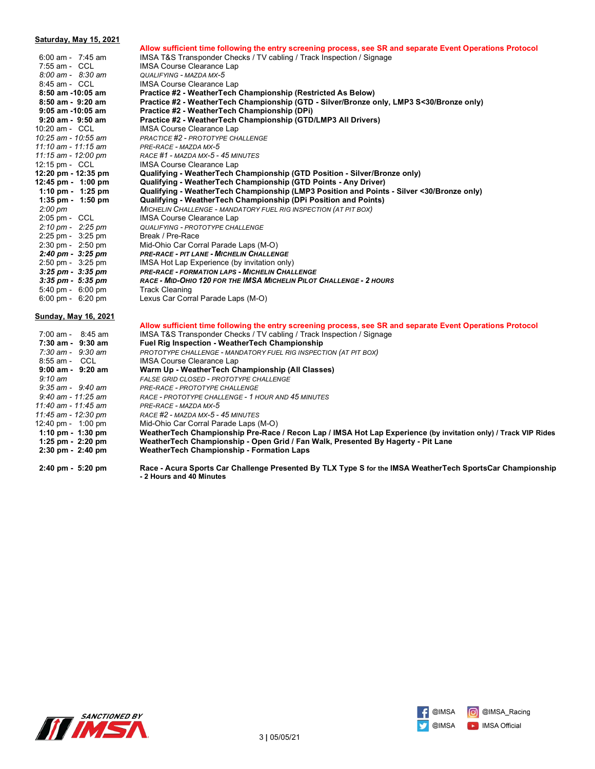**Saturday, May 15, 2021**

| | |
|---|---|
| | **Allow sufficient time following the entry screening process, see SR and separate Event Operations Protocol** |
| 6:00 am - 7:45 am | IMSA T&S Transponder Checks / TV cabling / Track Inspection / Signage |
| 7:55 am - CCL | IMSA Course Clearance Lap |
| *8:00 am - 8:30 am* | *QUALIFYING - MAZDA MX-5* |
| 8:45 am - CCL | IMSA Course Clearance Lap |
| **8:50 am -10:05 am** | **Practice #2 - WeatherTech Championship (Restricted As Below)** |
| **8:50 am - 9:20 am** | **Practice #2 - WeatherTech Championship (GTD - Silver/Bronze only, LMP3 S<30/Bronze only)** |
| **9:05 am -10:05 am** | **Practice #2 - WeatherTech Championship (DPi)** |
| **9:20 am - 9:50 am** | **Practice #2 - WeatherTech Championship (GTD/LMP3 All Drivers)** |
| 10:20 am - CCL | IMSA Course Clearance Lap |
| *10:25 am - 10:55 am* | *PRACTICE #2 - PROTOTYPE CHALLENGE* |
| *11:10 am - 11:15 am* | *PRE-RACE - MAZDA MX-5* |
| *11:15 am - 12:00 pm* | *RACE #1 - MAZDA MX-5 - 45 MINUTES* |
| 12:15 pm - CCL | IMSA Course Clearance Lap |
| **12:20 pm - 12:35 pm** | **Qualifying - WeatherTech Championship (GTD Position - Silver/Bronze only)** |
| **12:45 pm - 1:00 pm** | **Qualifying - WeatherTech Championship (GTD Points - Any Driver)** |
| **1:10 pm - 1:25 pm** | **Qualifying - WeatherTech Championship (LMP3 Position and Points - Silver <30/Bronze only)** |
| **1:35 pm - 1:50 pm** | **Qualifying - WeatherTech Championship (DPi Position and Points)** |
| *2:00 pm* | *MICHELIN CHALLENGE - MANDATORY FUEL RIG INSPECTION (AT PIT BOX)* |
| 2:05 pm - CCL | IMSA Course Clearance Lap |
| *2:10 pm - 2:25 pm* | *QUALIFYING - PROTOTYPE CHALLENGE* |
| 2:25 pm - 3:25 pm | Break / Pre-Race |
| 2:30 pm - 2:50 pm | Mid-Ohio Car Corral Parade Laps (M-O) |
| ***2:40 pm - 3:25 pm*** | ***PRE-RACE - PIT LANE - MICHELIN CHALLENGE*** |
| 2:50 pm - 3:25 pm | IMSA Hot Lap Experience (by invitation only) |
| ***3:25 pm - 3:35 pm*** | ***PRE-RACE - FORMATION LAPS - MICHELIN CHALLENGE*** |
| ***3:35 pm - 5:35 pm*** | ***RACE - MID-OHIO 120 FOR THE IMSA MICHELIN PILOT CHALLENGE - 2 HOURS*** |
| 5:40 pm - 6:00 pm | Track Cleaning |
| 6:00 pm - 6:20 pm | Lexus Car Corral Parade Laps (M-O) |

**Sunday, May 16, 2021**

| | |
|---|---|
| | **Allow sufficient time following the entry screening process, see SR and separate Event Operations Protocol** |
| 7:00 am - 8:45 am | IMSA T&S Transponder Checks / TV cabling / Track Inspection / Signage |
| **7:30 am - 9:30 am** | **Fuel Rig Inspection - WeatherTech Championship** |
| *7:30 am - 9:30 am* | *PROTOTYPE CHALLENGE - MANDATORY FUEL RIG INSPECTION (AT PIT BOX)* |
| 8:55 am - CCL | IMSA Course Clearance Lap |
| **9:00 am - 9:20 am** | **Warm Up - WeatherTech Championship (All Classes)** |
| *9:10 am* | *FALSE GRID CLOSED - PROTOTYPE CHALLENGE* |
| *9:35 am - 9:40 am* | *PRE-RACE - PROTOTYPE CHALLENGE* |
| *9:40 am - 11:25 am* | *RACE - PROTOTYPE CHALLENGE - 1 HOUR AND 45 MINUTES* |
| *11:40 am - 11:45 am* | *PRE-RACE - MAZDA MX-5* |
| *11:45 am - 12:30 pm* | *RACE #2 - MAZDA MX-5 - 45 MINUTES* |
| 12:40 pm - 1:00 pm | Mid-Ohio Car Corral Parade Laps (M-O) |
| **1:10 pm - 1:30 pm** | **WeatherTech Championship Pre-Race / Recon Lap / IMSA Hot Lap Experience (by invitation only) / Track VIP Rides** |
| **1:25 pm - 2:20 pm** | **WeatherTech Championship - Open Grid / Fan Walk, Presented By Hagerty - Pit Lane** |
| **2:30 pm - 2:40 pm** | **WeatherTech Championship - Formation Laps** |
| **2:40 pm - 5:20 pm** | **Race - Acura Sports Car Challenge Presented By TLX Type S for the IMSA WeatherTech SportsCar Championship - 2 Hours and 40 Minutes** |

SANCTIONED BY IMSA

@IMSA @IMSA_Racing @IMSA IMSA Official

05/05/21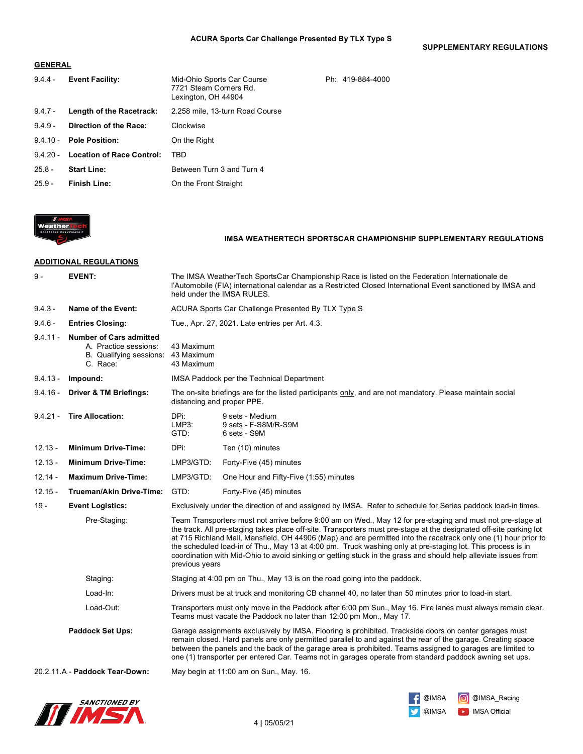ACURA Sports Car Challenge Presented By TLX Type S

SUPPLEMENTARY REGULATIONS

## GENERAL

| | | | |
|---|---|---|---|
| 9.4.4 - | **Event Facility:** | Mid-Ohio Sports Car Course<br>7721 Steam Corners Rd.<br>Lexington, OH 44904 | Ph: 419-884-4000 |
| 9.4.7 - | **Length of the Racetrack:** | 2.258 mile, 13-turn Road Course | |
| 9.4.9 - | **Direction of the Race:** | Clockwise | |
| 9.4.10 - | **Pole Position:** | On the Right | |
| 9.4.20 - | **Location of Race Control:** | TBD | |
| 25.8 - | **Start Line:** | Between Turn 3 and Turn 4 | |
| 25.9 - | **Finish Line:** | On the Front Straight | |

## IMSA WEATHERTECH SPORTSCAR CHAMPIONSHIP SUPPLEMENTARY REGULATIONS

## ADDITIONAL REGULATIONS

**9 - EVENT:** The IMSA WeatherTech SportsCar Championship Race is listed on the Federation Internationale de l'Automobile (FIA) international calendar as a Restricted Closed International Event sanctioned by IMSA and held under the IMSA RULES.

**9.4.3 - Name of the Event:** ACURA Sports Car Challenge Presented By TLX Type S

**9.4.6 - Entries Closing:** Tue., Apr. 27, 2021. Late entries per Art. 4.3.

**9.4.11 - Number of Cars admitted**

- A. Practice sessions: 43 Maximum
- B. Qualifying sessions: 43 Maximum
- C. Race: 43 Maximum

**9.4.13 - Impound:** IMSA Paddock per the Technical Department

**9.4.16 - Driver & TM Briefings:** The on-site briefings are for the listed participants only, and are not mandatory. Please maintain social distancing and proper PPE.

**9.4.21 - Tire Allocation:**

- DPi: 9 sets - Medium
- LMP3: 9 sets - F-S8M/R-S9M
- GTD: 6 sets - S9M

**12.13 - Minimum Drive-Time:** DPi: Ten (10) minutes

**12.13 - Minimum Drive-Time:** LMP3/GTD: Forty-Five (45) minutes

**12.14 - Maximum Drive-Time:** LMP3/GTD: One Hour and Fifty-Five (1:55) minutes

**12.15 - Trueman/Akin Drive-Time:** GTD: Forty-Five (45) minutes

**19 - Event Logistics:** Exclusively under the direction of and assigned by IMSA. Refer to schedule for Series paddock load-in times.

Pre-Staging: Team Transporters must not arrive before 9:00 am on Wed., May 12 for pre-staging and must not pre-stage at the track. All pre-staging takes place off-site. Transporters must pre-stage at the designated off-site parking lot at 715 Richland Mall, Mansfield, OH 44906 (Map) and are permitted into the racetrack only one (1) hour prior to the scheduled load-in of Thu., May 13 at 4:00 pm. Truck washing only at pre-staging lot. This process is in coordination with Mid-Ohio to avoid sinking or getting stuck in the grass and should help alleviate issues from previous years

Staging: Staging at 4:00 pm on Thu., May 13 is on the road going into the paddock.

Load-In: Drivers must be at truck and monitoring CB channel 40, no later than 50 minutes prior to load-in start.

Load-Out: Transporters must only move in the Paddock after 6:00 pm Sun., May 16. Fire lanes must always remain clear. Teams must vacate the Paddock no later than 12:00 pm Mon., May 17.

**Paddock Set Ups:** Garage assignments exclusively by IMSA. Flooring is prohibited. Trackside doors on center garages must remain closed. Hard panels are only permitted parallel to and against the rear of the garage. Creating space between the panels and the back of the garage area is prohibited. Teams assigned to garages are limited to one (1) transporter per entered Car. Teams not in garages operate from standard paddock awning set ups.

**20.2.11.A - Paddock Tear-Down:** May begin at 11:00 am on Sun., May. 16.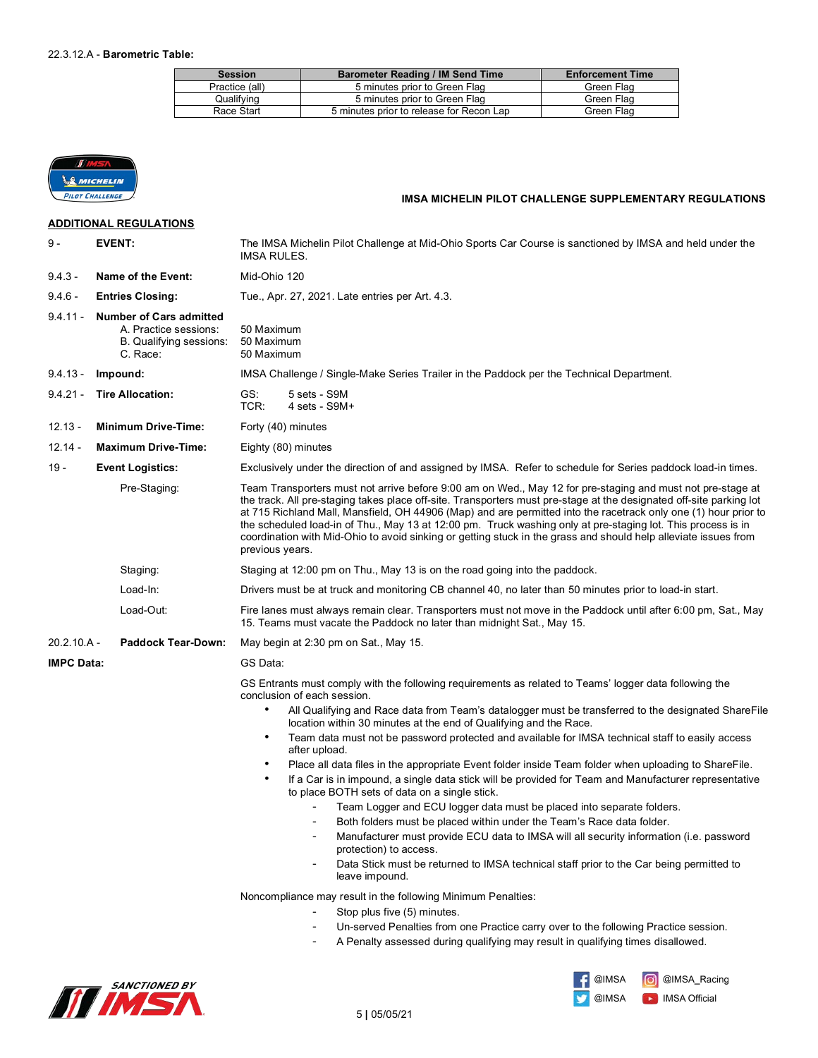22.3.12.A - **Barometric Table:**

| Session | Barometer Reading / IM Send Time | Enforcement Time |
|---|---|---|
| Practice (all) | 5 minutes prior to Green Flag | Green Flag |
| Qualifying | 5 minutes prior to Green Flag | Green Flag |
| Race Start | 5 minutes prior to release for Recon Lap | Green Flag |

**IMSA MICHELIN PILOT CHALLENGE SUPPLEMENTARY REGULATIONS**

## ADDITIONAL REGULATIONS

**9 - EVENT:** The IMSA Michelin Pilot Challenge at Mid-Ohio Sports Car Course is sanctioned by IMSA and held under the IMSA RULES.

**9.4.3 - Name of the Event:** Mid-Ohio 120

**9.4.6 - Entries Closing:** Tue., Apr. 27, 2021. Late entries per Art. 4.3.

**9.4.11 - Number of Cars admitted**
- A. Practice sessions: 50 Maximum
- B. Qualifying sessions: 50 Maximum
- C. Race: 50 Maximum

**9.4.13 - Impound:** IMSA Challenge / Single-Make Series Trailer in the Paddock per the Technical Department.

**9.4.21 - Tire Allocation:**
- GS: 5 sets - S9M
- TCR: 4 sets - S9M+

**12.13 - Minimum Drive-Time:** Forty (40) minutes

**12.14 - Maximum Drive-Time:** Eighty (80) minutes

**19 - Event Logistics:** Exclusively under the direction of and assigned by IMSA. Refer to schedule for Series paddock load-in times.

Pre-Staging: Team Transporters must not arrive before 9:00 am on Wed., May 12 for pre-staging and must not pre-stage at the track. All pre-staging takes place off-site. Transporters must pre-stage at the designated off-site parking lot at 715 Richland Mall, Mansfield, OH 44906 (Map) and are permitted into the racetrack only one (1) hour prior to the scheduled load-in of Thu., May 13 at 12:00 pm. Truck washing only at pre-staging lot. This process is in coordination with Mid-Ohio to avoid sinking or getting stuck in the grass and should help alleviate issues from previous years.

Staging: Staging at 12:00 pm on Thu., May 13 is on the road going into the paddock.

Load-In: Drivers must be at truck and monitoring CB channel 40, no later than 50 minutes prior to load-in start.

Load-Out: Fire lanes must always remain clear. Transporters must not move in the Paddock until after 6:00 pm, Sat., May 15. Teams must vacate the Paddock no later than midnight Sat., May 15.

**20.2.10.A - Paddock Tear-Down:** May begin at 2:30 pm on Sat., May 15.

**IMPC Data:** GS Data:

GS Entrants must comply with the following requirements as related to Teams' logger data following the conclusion of each session.

- All Qualifying and Race data from Team's datalogger must be transferred to the designated ShareFile location within 30 minutes at the end of Qualifying and the Race.
- Team data must not be password protected and available for IMSA technical staff to easily access after upload.
- Place all data files in the appropriate Event folder inside Team folder when uploading to ShareFile.
- If a Car is in impound, a single data stick will be provided for Team and Manufacturer representative to place BOTH sets of data on a single stick.
  - Team Logger and ECU logger data must be placed into separate folders.
  - Both folders must be placed within under the Team's Race data folder.
  - Manufacturer must provide ECU data to IMSA will all security information (i.e. password protection) to access.
  - Data Stick must be returned to IMSA technical staff prior to the Car being permitted to leave impound.

Noncompliance may result in the following Minimum Penalties:

- Stop plus five (5) minutes.
- Un-served Penalties from one Practice carry over to the following Practice session.
- A Penalty assessed during qualifying may result in qualifying times disallowed.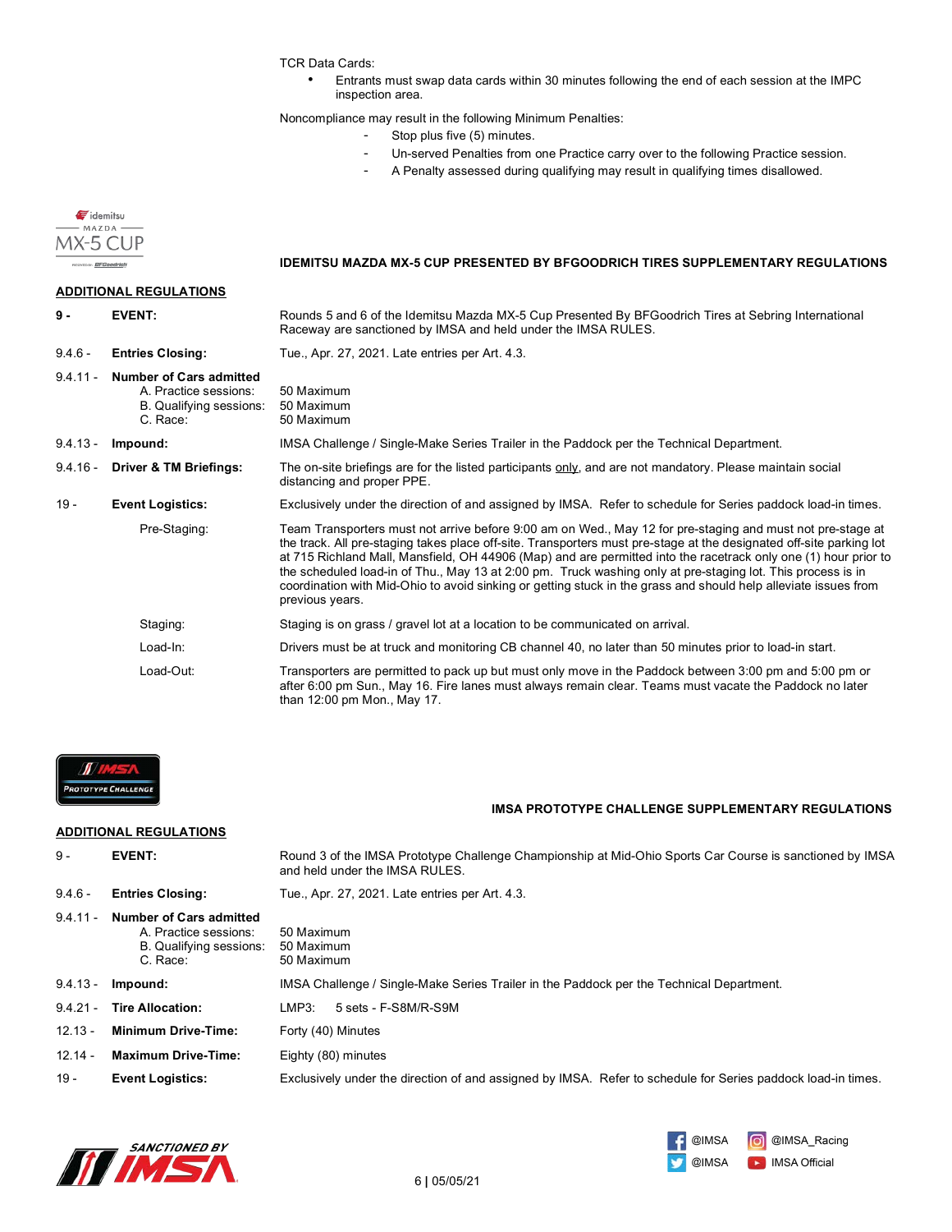TCR Data Cards:

- Entrants must swap data cards within 30 minutes following the end of each session at the IMPC inspection area.

Noncompliance may result in the following Minimum Penalties:

- Stop plus five (5) minutes.
- Un-served Penalties from one Practice carry over to the following Practice session.
- A Penalty assessed during qualifying may result in qualifying times disallowed.

## IDEMITSU MAZDA MX-5 CUP PRESENTED BY BFGOODRICH TIRES SUPPLEMENTARY REGULATIONS

### ADDITIONAL REGULATIONS

**9 - EVENT:** Rounds 5 and 6 of the Idemitsu Mazda MX-5 Cup Presented By BFGoodrich Tires at Sebring International Raceway are sanctioned by IMSA and held under the IMSA RULES.

9.4.6 - **Entries Closing:** Tue., Apr. 27, 2021. Late entries per Art. 4.3.

9.4.11 - **Number of Cars admitted**
- A. Practice sessions: 50 Maximum
- B. Qualifying sessions: 50 Maximum
- C. Race: 50 Maximum

9.4.13 - **Impound:** IMSA Challenge / Single-Make Series Trailer in the Paddock per the Technical Department.

9.4.16 - **Driver & TM Briefings:** The on-site briefings are for the listed participants only, and are not mandatory. Please maintain social distancing and proper PPE.

19 - **Event Logistics:** Exclusively under the direction of and assigned by IMSA. Refer to schedule for Series paddock load-in times.

Pre-Staging: Team Transporters must not arrive before 9:00 am on Wed., May 12 for pre-staging and must not pre-stage at the track. All pre-staging takes place off-site. Transporters must pre-stage at the designated off-site parking lot at 715 Richland Mall, Mansfield, OH 44906 (Map) and are permitted into the racetrack only one (1) hour prior to the scheduled load-in of Thu., May 13 at 2:00 pm. Truck washing only at pre-staging lot. This process is in coordination with Mid-Ohio to avoid sinking or getting stuck in the grass and should help alleviate issues from previous years.

Staging: Staging is on grass / gravel lot at a location to be communicated on arrival.

Load-In: Drivers must be at truck and monitoring CB channel 40, no later than 50 minutes prior to load-in start.

Load-Out: Transporters are permitted to pack up but must only move in the Paddock between 3:00 pm and 5:00 pm or after 6:00 pm Sun., May 16. Fire lanes must always remain clear. Teams must vacate the Paddock no later than 12:00 pm Mon., May 17.

## IMSA PROTOTYPE CHALLENGE SUPPLEMENTARY REGULATIONS

### ADDITIONAL REGULATIONS

9 - **EVENT:** Round 3 of the IMSA Prototype Challenge Championship at Mid-Ohio Sports Car Course is sanctioned by IMSA and held under the IMSA RULES.

9.4.6 - **Entries Closing:** Tue., Apr. 27, 2021. Late entries per Art. 4.3.

9.4.11 - **Number of Cars admitted**
- A. Practice sessions: 50 Maximum
- B. Qualifying sessions: 50 Maximum
- C. Race: 50 Maximum

9.4.13 - **Impound:** IMSA Challenge / Single-Make Series Trailer in the Paddock per the Technical Department.

9.4.21 - **Tire Allocation:** LMP3: 5 sets - F-S8M/R-S9M

12.13 - **Minimum Drive-Time:** Forty (40) Minutes

12.14 - **Maximum Drive-Time:** Eighty (80) minutes

19 - **Event Logistics:** Exclusively under the direction of and assigned by IMSA. Refer to schedule for Series paddock load-in times.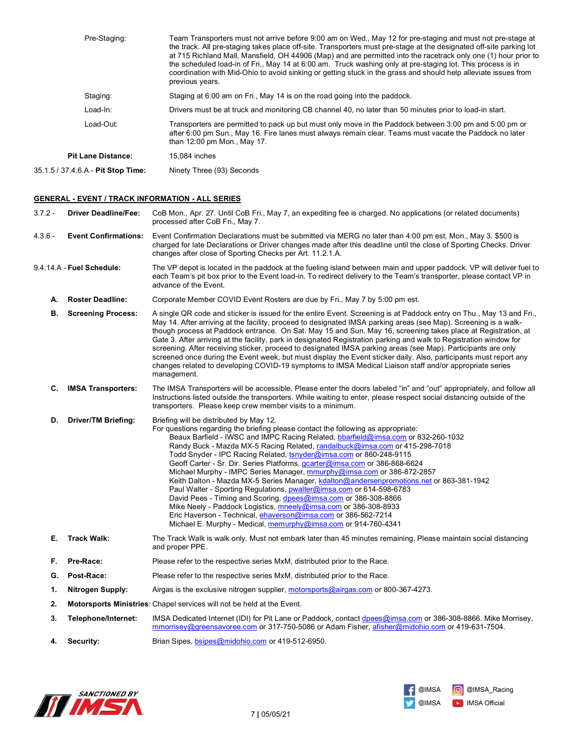| | |
|---|---|
| Pre-Staging: | Team Transporters must not arrive before 9:00 am on Wed., May 12 for pre-staging and must not pre-stage at the track. All pre-staging takes place off-site. Transporters must pre-stage at the designated off-site parking lot at 715 Richland Mall, Mansfield, OH 44906 (Map) and are permitted into the racetrack only one (1) hour prior to the scheduled load-in of Fri., May 14 at 6:00 am. Truck washing only at pre-staging lot. This process is in coordination with Mid-Ohio to avoid sinking or getting stuck in the grass and should help alleviate issues from previous years. |
| Staging: | Staging at 6:00 am on Fri., May 14 is on the road going into the paddock. |
| Load-In: | Drivers must be at truck and monitoring CB channel 40, no later than 50 minutes prior to load-in start. |
| Load-Out: | Transporters are permitted to pack up but must only move in the Paddock between 3:00 pm and 5:00 pm or after 6:00 pm Sun., May 16. Fire lanes must always remain clear. Teams must vacate the Paddock no later than 12:00 pm Mon., May 17. |
| **Pit Lane Distance:** | 15,084 inches |
| 35.1.5 / 37.4.6.A - **Pit Stop Time:** | Ninety Three (93) Seconds |

## GENERAL - EVENT / TRACK INFORMATION - ALL SERIES

**3.7.2 - Driver Deadline/Fee:** CoB Mon., Apr. 27. Until CoB Fri., May 7, an expediting fee is charged. No applications (or related documents) processed after CoB Fri., May 7.

**4.3.6 - Event Confirmations:** Event Confirmation Declarations must be submitted via MERG no later than 4:00 pm est, Mon., May 3. $500 is charged for late Declarations or Driver changes made after this deadline until the close of Sporting Checks. Driver changes after close of Sporting Checks per Art. 11.2.1.A.

**9.4.14.A - Fuel Schedule:** The VP depot is located in the paddock at the fueling island between main and upper paddock. VP will deliver fuel to each Team's pit box prior to the Event load-in. To redirect delivery to the Team's transporter, please contact VP in advance of the Event.

**A. Roster Deadline:** Corporate Member COVID Event Rosters are due by Fri., May 7 by 5:00 pm est.

**B. Screening Process:** A single QR code and sticker is issued for the entire Event. Screening is at Paddock entry on Thu., May 13 and Fri., May 14. After arriving at the facility, proceed to designated IMSA parking areas (see Map). Screening is a walk-though process at Paddock entrance. On Sat. May 15 and Sun. May 16, screening takes place at Registration, at Gate 3. After arriving at the facility, park in designated Registration parking and walk to Registration window for screening. After receiving sticker, proceed to designated IMSA parking areas (see Map). Participants are only screened once during the Event week, but must display the Event sticker daily. Also, participants must report any changes related to developing COVID-19 symptoms to IMSA Medical Liaison staff and/or appropriate series management.

**C. IMSA Transporters:** The IMSA Transporters will be accessible. Please enter the doors labeled "in" and "out" appropriately, and follow all Instructions listed outside the transporters. While waiting to enter, please respect social distancing outside of the transporters. Please keep crew member visits to a minimum.

**D. Driver/TM Briefing:** Briefing will be distributed by May 12.
For questions regarding the briefing please contact the following as appropriate:
- Beaux Barfield - IWSC and IMPC Racing Related, bbarfield@imsa.com or 832-260-1032
- Randy Buck - Mazda MX-5 Racing Related, randalbuck@imsa.com or 415-298-7018
- Todd Snyder - IPC Racing Related, tsnyder@imsa.com or 860-248-9115
- Geoff Carter - Sr. Dir. Series Platforms, gcarter@imsa.com or 386-868-6624
- Michael Murphy - IMPC Series Manager, mmurphy@imsa.com or 386-872-2857
- Keith Dalton - Mazda MX-5 Series Manager, kdalton@andersenpromotions.net or 863-381-1942
- Paul Walter - Sporting Regulations, pwalter@imsa.com or 614-598-6783
- David Pees - Timing and Scoring, dpees@imsa.com or 386-308-8866
- Mike Neely - Paddock Logistics, mneely@imsa.com or 386-308-8933
- Eric Haverson - Technical, ehaverson@imsa.com or 386-562-7214
- Michael E. Murphy - Medical, memurphy@imsa.com or 914-760-4341

**E. Track Walk:** The Track Walk is walk only. Must not embark later than 45 minutes remaining. Please maintain social distancing and proper PPE.

**F. Pre-Race:** Please refer to the respective series MxM, distributed prior to the Race.

**G. Post-Race:** Please refer to the respective series MxM, distributed prior to the Race.

**1. Nitrogen Supply:** Airgas is the exclusive nitrogen supplier, motorsports@airgas.com or 800-367-4273.

**2. Motorsports Ministries:** Chapel services will not be held at the Event.

**3. Telephone/Internet:** IMSA Dedicated Internet (IDI) for Pit Lane or Paddock, contact dpees@imsa.com or 386-308-8866. Mike Morrisey, mmorrisey@greensavoree.com or 317-750-5086 or Adam Fisher, afisher@midohio.com or 419-631-7504.

**4. Security:** Brian Sipes, bsipes@midohio.com or 419-512-6950.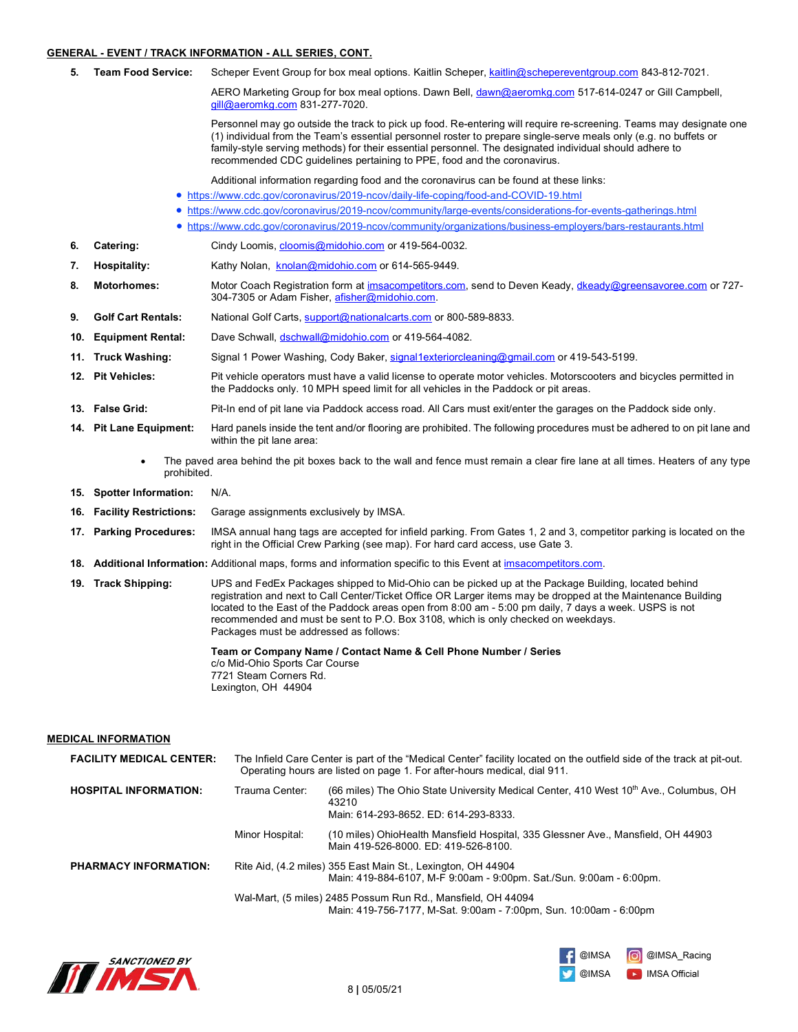## GENERAL - EVENT / TRACK INFORMATION - ALL SERIES, CONT.

5. **Team Food Service:** Scheper Event Group for box meal options. Kaitlin Scheper, kaitlin@schepereventgroup.com 843-812-7021.

   AERO Marketing Group for box meal options. Dawn Bell, dawn@aeromkg.com 517-614-0247 or Gill Campbell, gill@aeromkg.com 831-277-7020.

   Personnel may go outside the track to pick up food. Re-entering will require re-screening. Teams may designate one (1) individual from the Team's essential personnel roster to prepare single-serve meals only (e.g. no buffets or family-style serving methods) for their essential personnel. The designated individual should adhere to recommended CDC guidelines pertaining to PPE, food and the coronavirus.

   Additional information regarding food and the coronavirus can be found at these links:

   - https://www.cdc.gov/coronavirus/2019-ncov/daily-life-coping/food-and-COVID-19.html
   - https://www.cdc.gov/coronavirus/2019-ncov/community/large-events/considerations-for-events-gatherings.html
   - https://www.cdc.gov/coronavirus/2019-ncov/community/organizations/business-employers/bars-restaurants.html

6. **Catering:** Cindy Loomis, cloomis@midohio.com or 419-564-0032.
7. **Hospitality:** Kathy Nolan, knolan@midohio.com or 614-565-9449.
8. **Motorhomes:** Motor Coach Registration form at imsacompetitors.com, send to Deven Keady, dkeady@greensavoree.com or 727-304-7305 or Adam Fisher, afisher@midohio.com.
9. **Golf Cart Rentals:** National Golf Carts, support@nationalcarts.com or 800-589-8833.
10. **Equipment Rental:** Dave Schwall, dschwall@midohio.com or 419-564-4082.
11. **Truck Washing:** Signal 1 Power Washing, Cody Baker, signal1exteriorcleaning@gmail.com or 419-543-5199.
12. **Pit Vehicles:** Pit vehicle operators must have a valid license to operate motor vehicles. Motorscooters and bicycles permitted in the Paddocks only. 10 MPH speed limit for all vehicles in the Paddock or pit areas.
13. **False Grid:** Pit-In end of pit lane via Paddock access road. All Cars must exit/enter the garages on the Paddock side only.
14. **Pit Lane Equipment:** Hard panels inside the tent and/or flooring are prohibited. The following procedures must be adhered to on pit lane and within the pit lane area:
    - The paved area behind the pit boxes back to the wall and fence must remain a clear fire lane at all times. Heaters of any type prohibited.
15. **Spotter Information:** N/A.
16. **Facility Restrictions:** Garage assignments exclusively by IMSA.
17. **Parking Procedures:** IMSA annual hang tags are accepted for infield parking. From Gates 1, 2 and 3, competitor parking is located on the right in the Official Crew Parking (see map). For hard card access, use Gate 3.
18. **Additional Information:** Additional maps, forms and information specific to this Event at imsacompetitors.com.
19. **Track Shipping:** UPS and FedEx Packages shipped to Mid-Ohio can be picked up at the Package Building, located behind registration and next to Call Center/Ticket Office OR Larger items may be dropped at the Maintenance Building located to the East of the Paddock areas open from 8:00 am - 5:00 pm daily, 7 days a week. USPS is not recommended and must be sent to P.O. Box 3108, which is only checked on weekdays.
    Packages must be addressed as follows:

    **Team or Company Name / Contact Name & Cell Phone Number / Series**
    c/o Mid-Ohio Sports Car Course
    7721 Steam Corners Rd.
    Lexington, OH 44904

## MEDICAL INFORMATION

**FACILITY MEDICAL CENTER:** The Infield Care Center is part of the "Medical Center" facility located on the outfield side of the track at pit-out. Operating hours are listed on page 1. For after-hours medical, dial 911.

**HOSPITAL INFORMATION:**

Trauma Center: (66 miles) The Ohio State University Medical Center, 410 West 10th Ave., Columbus, OH 43210
Main: 614-293-8652. ED: 614-293-8333.

Minor Hospital: (10 miles) OhioHealth Mansfield Hospital, 335 Glessner Ave., Mansfield, OH 44903
Main 419-526-8000. ED: 419-526-8100.

**PHARMACY INFORMATION:**

Rite Aid, (4.2 miles) 355 East Main St., Lexington, OH 44904
Main: 419-884-6107, M-F 9:00am - 9:00pm. Sat./Sun. 9:00am - 6:00pm.

Wal-Mart, (5 miles) 2485 Possum Run Rd., Mansfield, OH 44094
Main: 419-756-7177, M-Sat. 9:00am - 7:00pm, Sun. 10:00am - 6:00pm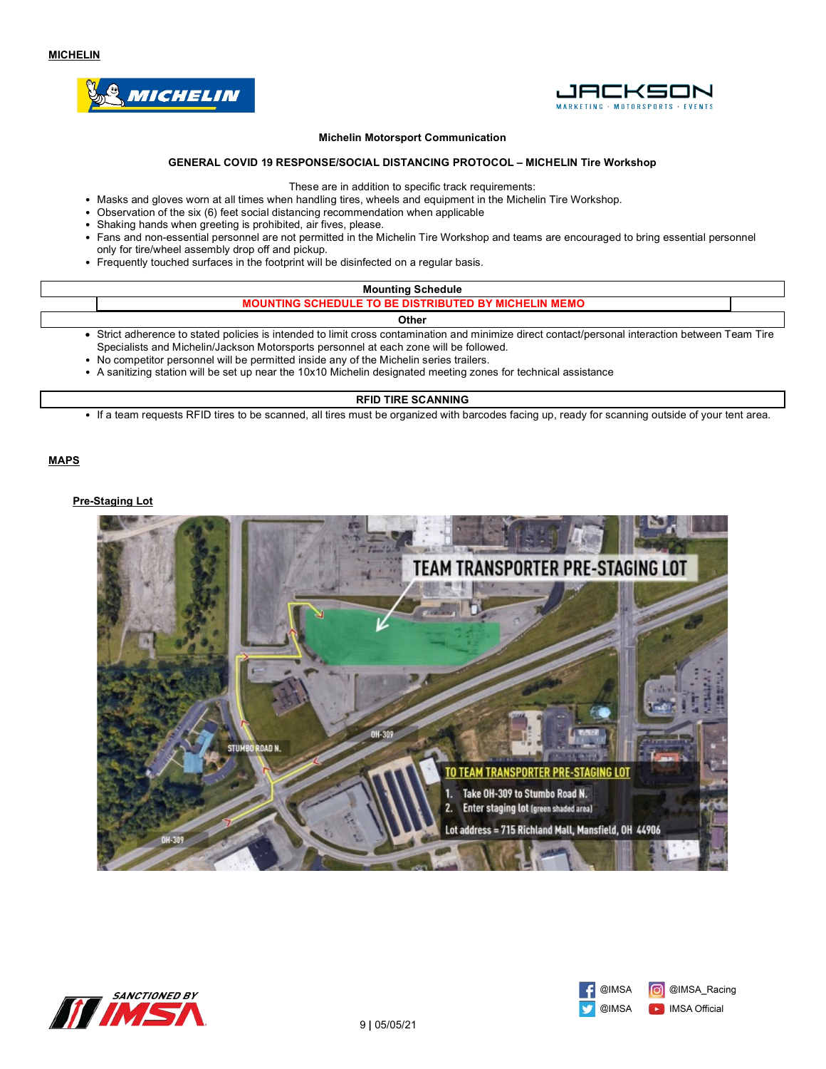**MICHELIN**

**Michelin Motorsport Communication**

**GENERAL COVID 19 RESPONSE/SOCIAL DISTANCING PROTOCOL – MICHELIN Tire Workshop**

These are in addition to specific track requirements:

- Masks and gloves worn at all times when handling tires, wheels and equipment in the Michelin Tire Workshop.
- Observation of the six (6) feet social distancing recommendation when applicable
- Shaking hands when greeting is prohibited, air fives, please.
- Fans and non-essential personnel are not permitted in the Michelin Tire Workshop and teams are encouraged to bring essential personnel only for tire/wheel assembly drop off and pickup.
- Frequently touched surfaces in the footprint will be disinfected on a regular basis.

| Mounting Schedule |
|---|
| MOUNTING SCHEDULE TO BE DISTRIBUTED BY MICHELIN MEMO |

| Other |
|---|

- Strict adherence to stated policies is intended to limit cross contamination and minimize direct contact/personal interaction between Team Tire Specialists and Michelin/Jackson Motorsports personnel at each zone will be followed.
- No competitor personnel will be permitted inside any of the Michelin series trailers.
- A sanitizing station will be set up near the 10x10 Michelin designated meeting zones for technical assistance

| RFID TIRE SCANNING |
|---|

- If a team requests RFID tires to be scanned, all tires must be organized with barcodes facing up, ready for scanning outside of your tent area.

**MAPS**

**Pre-Staging Lot**

TEAM TRANSPORTER PRE-STAGING LOT

TO TEAM TRANSPORTER PRE-STAGING LOT

1. Take OH-309 to Stumbo Road N.
2. Enter staging lot (green shaded area)

Lot address = 715 Richland Mall, Mansfield, OH 44906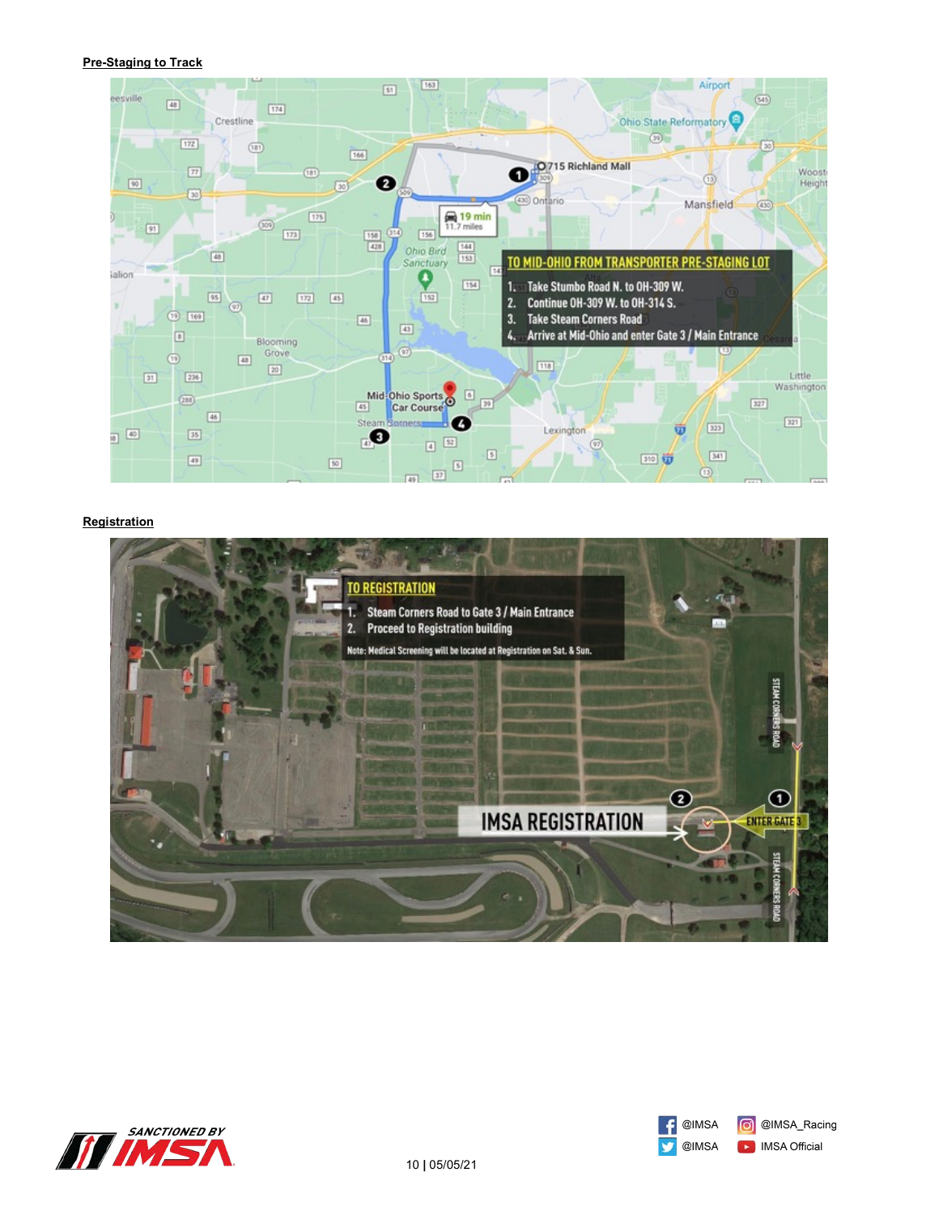**Pre-Staging to Track**

**TO MID-OHIO FROM TRANSPORTER PRE-STAGING LOT**

1. Take Stumbo Road N. to OH-309 W.
2. Continue OH-309 W. to OH-314 S.
3. Take Steam Corners Road
4. Arrive at Mid-Ohio and enter Gate 3 / Main Entrance

**Registration**

**TO REGISTRATION**

1. Steam Corners Road to Gate 3 / Main Entrance
2. Proceed to Registration building

Note: Medical Screening will be located at Registration on Sat. & Sun.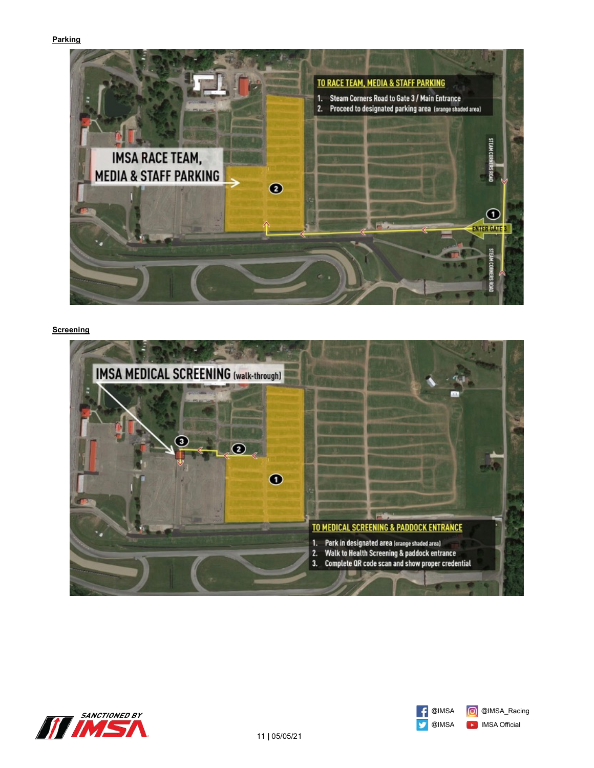**Parking**

TO RACE TEAM, MEDIA & STAFF PARKING

1. Steam Corners Road to Gate 3 / Main Entrance
2. Proceed to designated parking area (orange shaded area)

IMSA RACE TEAM, MEDIA & STAFF PARKING

ENTER GATE 3

STEAM CORNERS ROAD

**Screening**

IMSA MEDICAL SCREENING (walk-through)

TO MEDICAL SCREENING & PADDOCK ENTRANCE

1. Park in designated area (orange shaded area)
2. Walk to Health Screening & paddock entrance
3. Complete QR code scan and show proper credential

@IMSA @IMSA_Racing @IMSA IMSA Official

11 | 05/05/21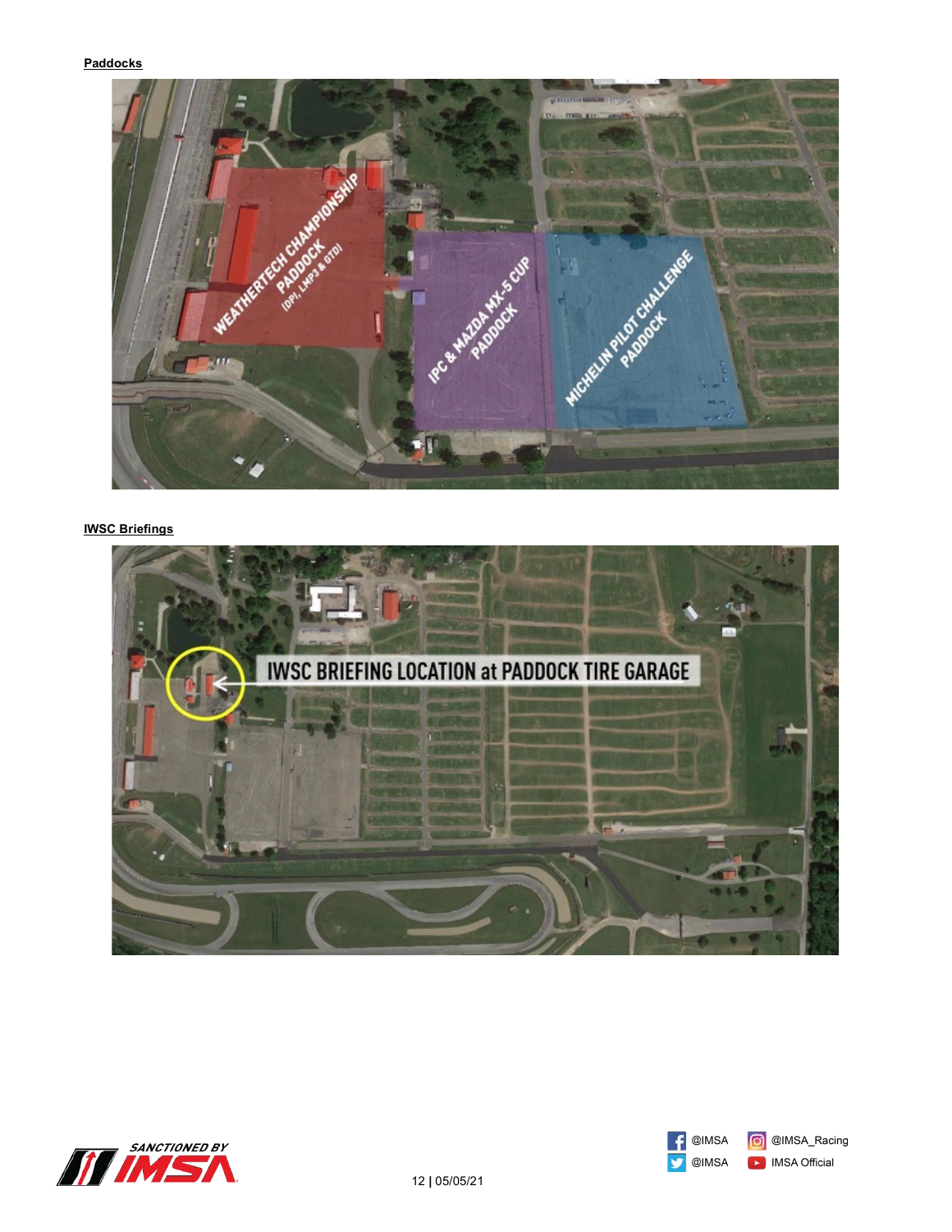**Paddocks**

**IWSC Briefings**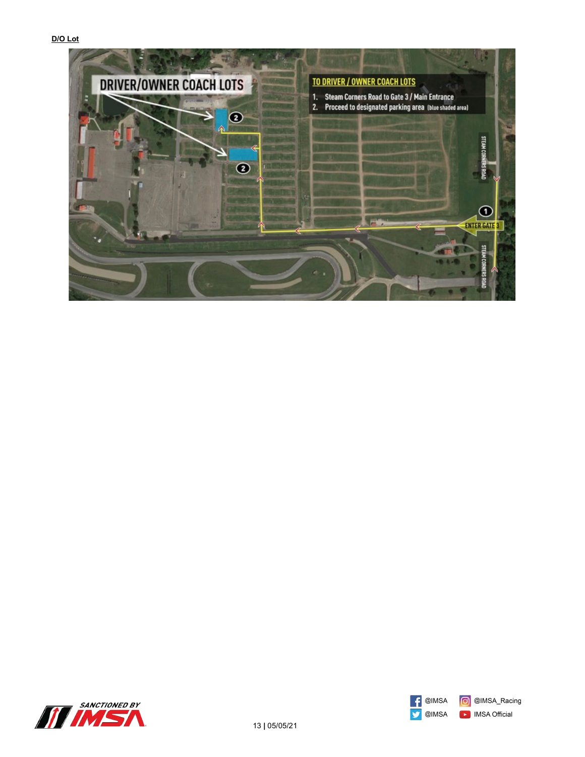**D/O Lot**

DRIVER/OWNER COACH LOTS

TO DRIVER / OWNER COACH LOTS

1. Steam Corners Road to Gate 3 / Main Entrance
2. Proceed to designated parking area (blue shaded area)

ENTER GATE 3

STEAM CORNERS ROAD